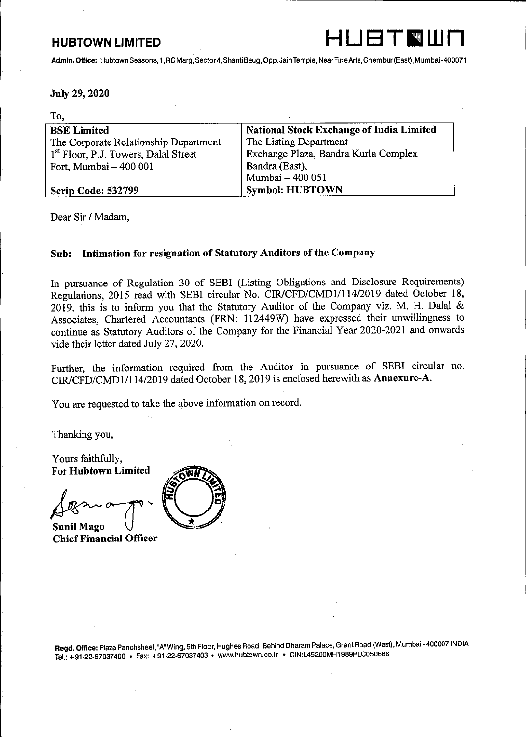**HUBTOWN LIMITED**

HUBTOWN

**Admin. Office:** Hubtown Seasons, 1, RC Marg, Sector4, Shanti Baug, Opp. Jain Temple, Near Fine Arts, Chembur (East), Mumbai - 400071

**July 29, 2020**

To,

| **BSE Limited** | **National Stock Exchange of India Limited** |
|---|---|
| The Corporate Relationship Department | The Listing Department |
| 1st Floor, P.J. Towers, Dalal Street | Exchange Plaza, Bandra Kurla Complex |
| Fort, Mumbai – 400 001 | Bandra (East), |
| | Mumbai – 400 051 |
| **Scrip Code: 532799** | **Symbol: HUBTOWN** |

Dear Sir / Madam,

**Sub: Intimation for resignation of Statutory Auditors of the Company**

In pursuance of Regulation 30 of SEBI (Listing Obligations and Disclosure Requirements) Regulations, 2015 read with SEBI circular No. CIR/CFD/CMD1/114/2019 dated October 18, 2019, this is to inform you that the Statutory Auditor of the Company viz. M. H. Dalal & Associates, Chartered Accountants (FRN: 112449W) have expressed their unwillingness to continue as Statutory Auditors of the Company for the Financial Year 2020-2021 and onwards vide their letter dated July 27, 2020.

Further, the information required from the Auditor in pursuance of SEBI circular no. CIR/CFD/CMD1/114/2019 dated October 18, 2019 is enclosed herewith as **Annexure-A**.

You are requested to take the above information on record.

Thanking you,

Yours faithfully,
For **Hubtown Limited**

**Sunil Mago**
**Chief Financial Officer**

**Regd. Office:** Plaza Panchsheel, "A" Wing, 5th Floor, Hughes Road, Behind Dharam Palace, Grant Road (West), Mumbai - 400007 INDIA
Tel.: +91-22-67037400 • Fax: +91-22-67037403 • www.hubtown.co.in • CIN:L45200MH1989PLC050688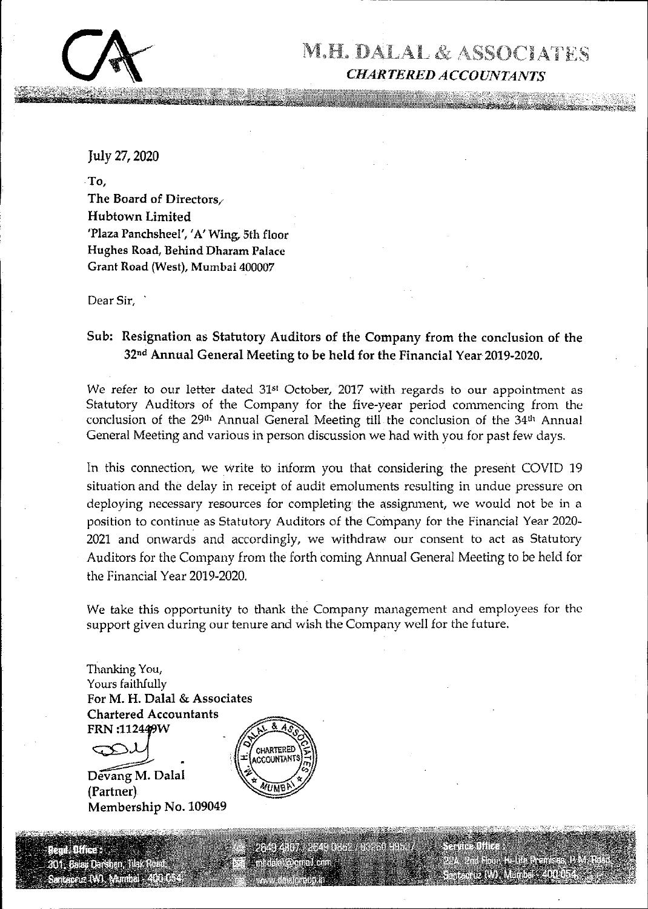# M.H. DALAL & ASSOCIATES

*CHARTERED ACCOUNTANTS*

July 27, 2020

To,
The Board of Directors,
Hubtown Limited
'Plaza Panchsheel', 'A' Wing, 5th floor
Hughes Road, Behind Dharam Palace
Grant Road (West), Mumbai 400007

Dear Sir,

**Sub: Resignation as Statutory Auditors of the Company from the conclusion of the 32nd Annual General Meeting to be held for the Financial Year 2019-2020.**

We refer to our letter dated 31st October, 2017 with regards to our appointment as Statutory Auditors of the Company for the five-year period commencing from the conclusion of the 29th Annual General Meeting till the conclusion of the 34th Annual General Meeting and various in person discussion we had with you for past few days.

In this connection, we write to inform you that considering the present COVID 19 situation and the delay in receipt of audit emoluments resulting in undue pressure on deploying necessary resources for completing the assignment, we would not be in a position to continue as Statutory Auditors of the Company for the Financial Year 2020-2021 and onwards and accordingly, we withdraw our consent to act as Statutory Auditors for the Company from the forth coming Annual General Meeting to be held for the Financial Year 2019-2020.

We take this opportunity to thank the Company management and employees for the support given during our tenure and wish the Company well for the future.

Thanking You,
Yours faithfully
**For M. H. Dalal & Associates**
**Chartered Accountants**
**FRN :112449W**

**Devang M. Dalal**
**(Partner)**
**Membership No. 109049**

Regd. Office : 301, Balaji Darshan, Tilak Road, Santacruz (W), Mumbai - 400 054

2649 4807 / 2649 0862 / 93260 98587
mhdalal@gmail.com
www.dalalgroup.in

Service Office : 204, 2nd Floor, Hi-Life Premises, P. M. Road, Santacruz (W), Mumbai - 400 054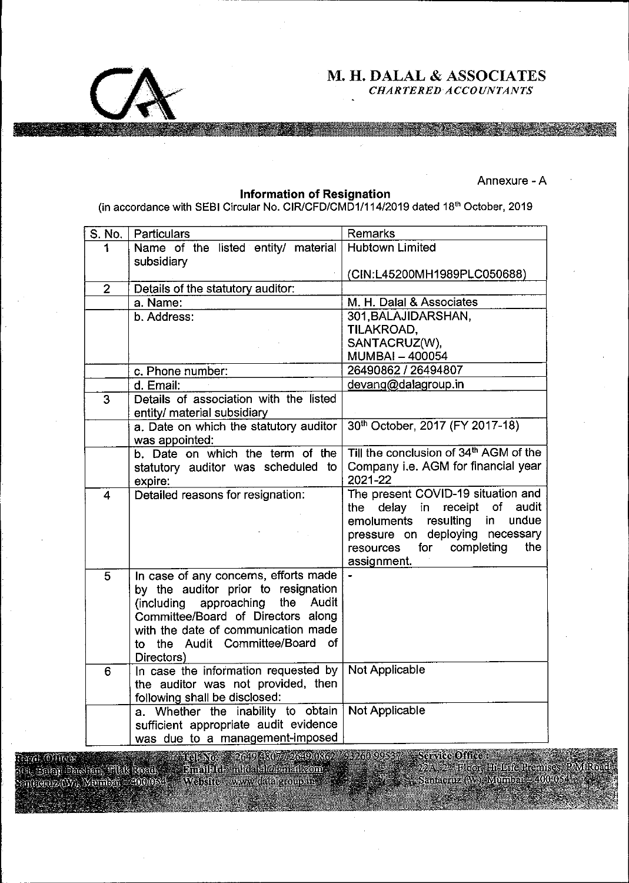# M. H. DALAL & ASSOCIATES

*CHARTERED ACCOUNTANTS*

Annexure - A

**Information of Resignation**

(in accordance with SEBI Circular No. CIR/CFD/CMD1/114/2019 dated 18th October, 2019

| S. No. | Particulars | Remarks |
|---|---|---|
| 1 | Name of the listed entity/ material subsidiary | Hubtown Limited<br><br>(CIN:L45200MH1989PLC050688) |
| 2 | Details of the statutory auditor: | |
| | a. Name: | M. H. Dalal & Associates |
| | b. Address: | 301,BALAJIDARSHAN, TILAKROAD, SANTACRUZ(W), MUMBAI – 400054 |
| | c. Phone number: | 26490862 / 26494807 |
| | d. Email: | devang@dalagroup.in |
| 3 | Details of association with the listed entity/ material subsidiary | |
| | a. Date on which the statutory auditor was appointed: | 30th October, 2017 (FY 2017-18) |
| | b. Date on which the term of the statutory auditor was scheduled to expire: | Till the conclusion of 34th AGM of the Company i.e. AGM for financial year 2021-22 |
| 4 | Detailed reasons for resignation: | The present COVID-19 situation and the delay in receipt of audit emoluments resulting in undue pressure on deploying necessary resources for completing the assignment. |
| 5 | In case of any concerns, efforts made by the auditor prior to resignation (including approaching the Audit Committee/Board of Directors along with the date of communication made to the Audit Committee/Board of Directors) | - |
| 6 | In case the information requested by the auditor was not provided, then following shall be disclosed: | Not Applicable |
| | a. Whether the inability to obtain sufficient appropriate audit evidence was due to a management-imposed | Not Applicable |

Regd. Office: 301, Balaji Darshan, Tilak Road, Santacruz (W), Mumbai – 400 054 Tel. No.: 26494807 / 26490862 / 93260 99537 Email Id: mhdalal@gmail.com Website: www.dalalgroup.in Service Office: 22A, 2nd Floor, Hi-Life Premises, P.M.Road, Santacruz (W), Mumbai – 400 054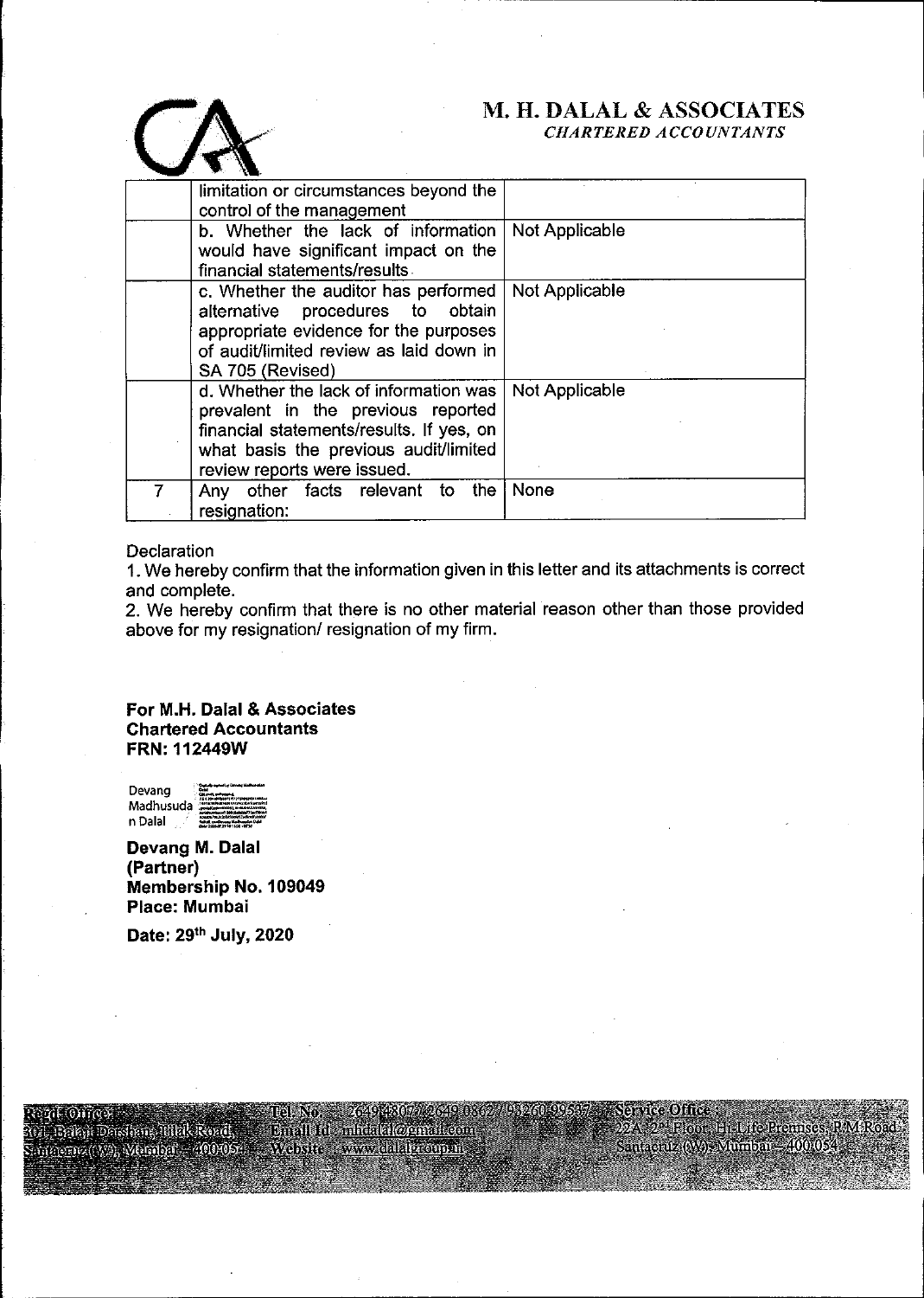| | | |
|---|---|---|
| | limitation or circumstances beyond the control of the management | |
| | b. Whether the lack of information would have significant impact on the financial statements/results | Not Applicable |
| | c. Whether the auditor has performed alternative procedures to obtain appropriate evidence for the purposes of audit/limited review as laid down in SA 705 (Revised) | Not Applicable |
| | d. Whether the lack of information was prevalent in the previous reported financial statements/results. If yes, on what basis the previous audit/limited review reports were issued. | Not Applicable |
| 7 | Any other facts relevant to the resignation: | None |

Declaration

1. We hereby confirm that the information given in this letter and its attachments is correct and complete.
2. We hereby confirm that there is no other material reason other than those provided above for my resignation/ resignation of my firm.

**For M.H. Dalal & Associates**
**Chartered Accountants**
**FRN: 112449W**

Devang Madhusudan Dalal

**Devang M. Dalal**
**(Partner)**
**Membership No. 109049**
**Place: Mumbai**

**Date: 29th July, 2020**